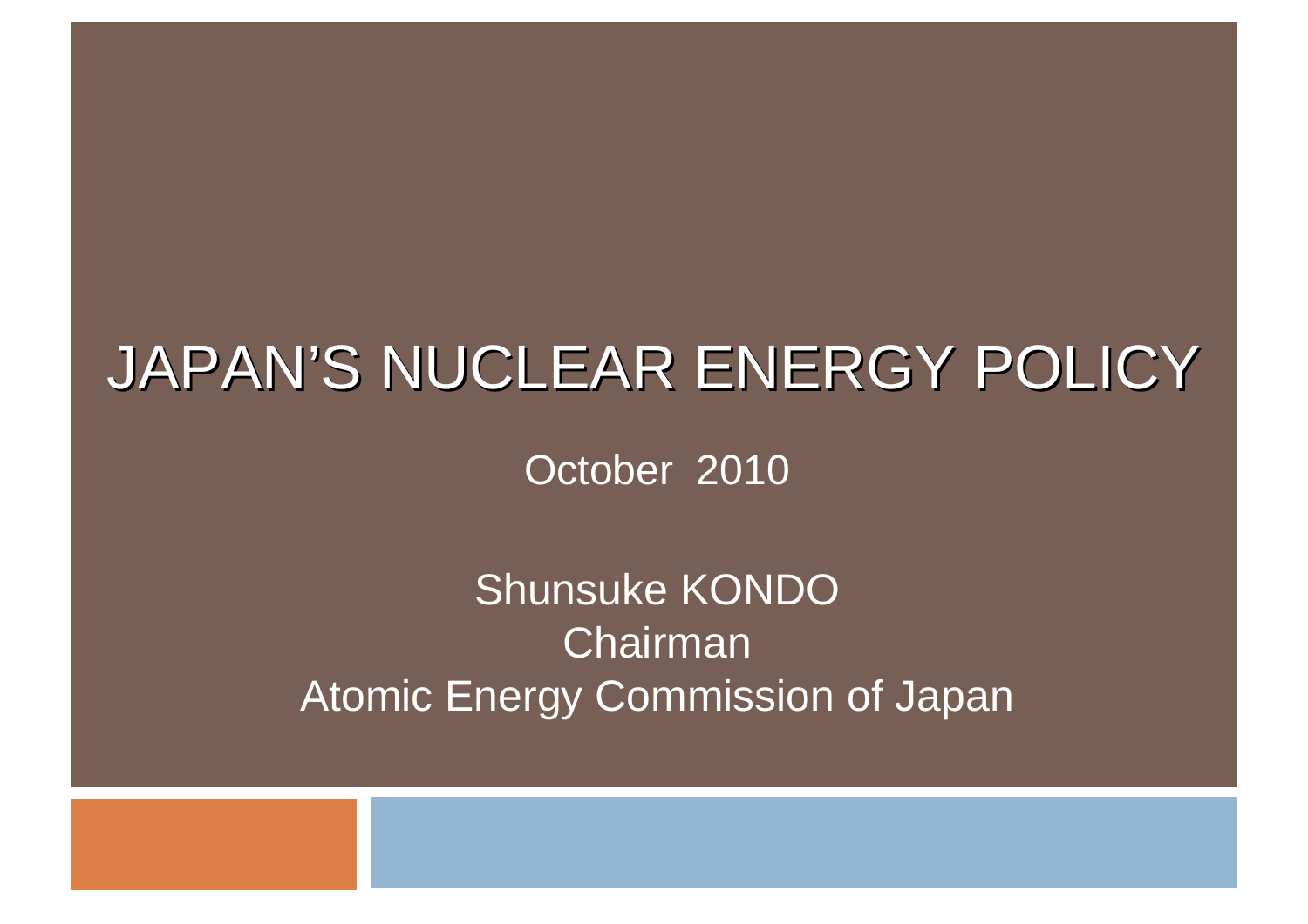# JAPAN'S NUCLEAR ENERGY POLICY

October 2010

Shunsuke KONDO
Chairman
Atomic Energy Commission of Japan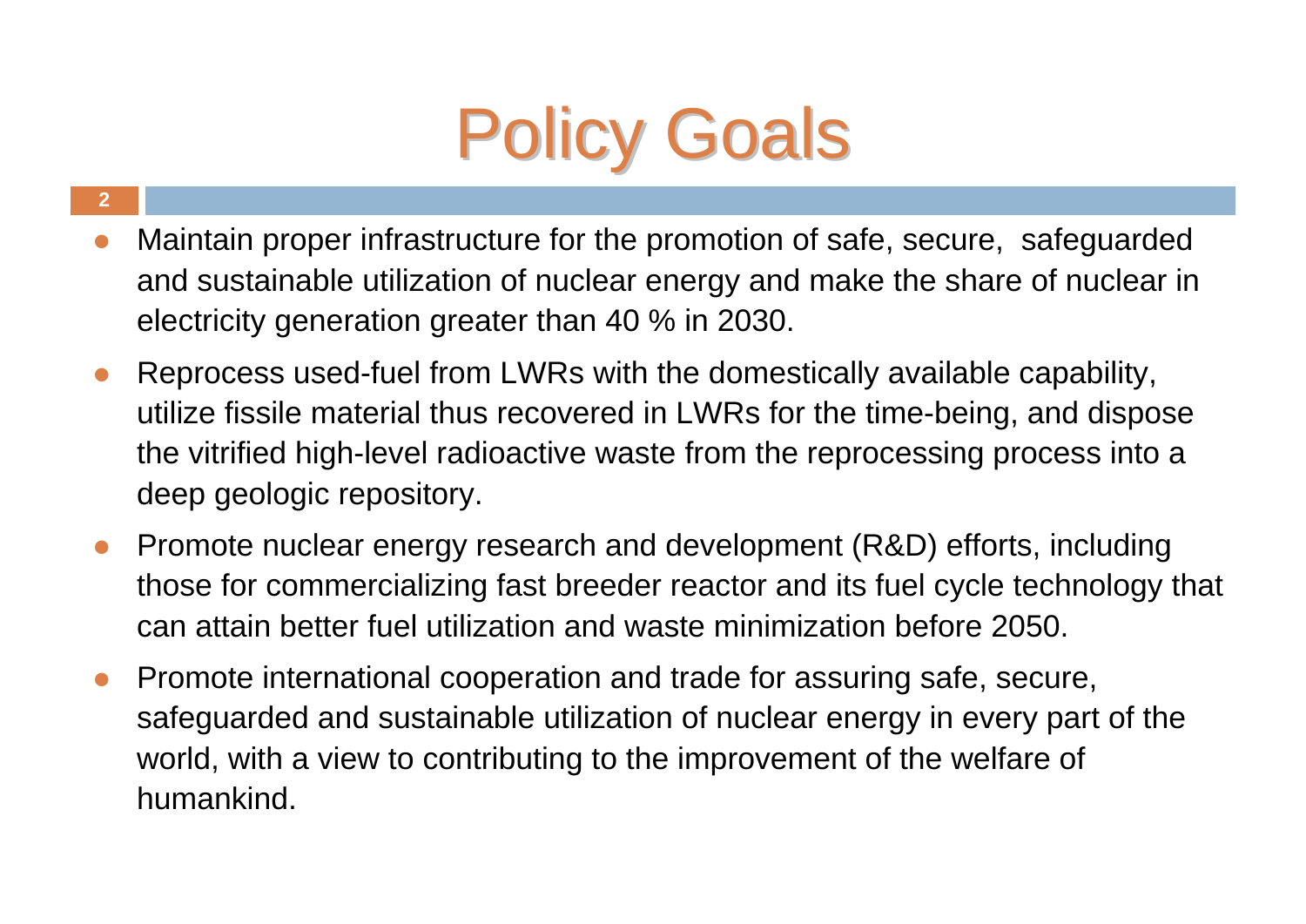# Policy Goals

- Maintain proper infrastructure for the promotion of safe, secure, safeguarded and sustainable utilization of nuclear energy and make the share of nuclear in electricity generation greater than 40 % in 2030.
- Reprocess used-fuel from LWRs with the domestically available capability, utilize fissile material thus recovered in LWRs for the time-being, and dispose the vitrified high-level radioactive waste from the reprocessing process into a deep geologic repository.
- Promote nuclear energy research and development (R&D) efforts, including those for commercializing fast breeder reactor and its fuel cycle technology that can attain better fuel utilization and waste minimization before 2050.
- Promote international cooperation and trade for assuring safe, secure, safeguarded and sustainable utilization of nuclear energy in every part of the world, with a view to contributing to the improvement of the welfare of humankind.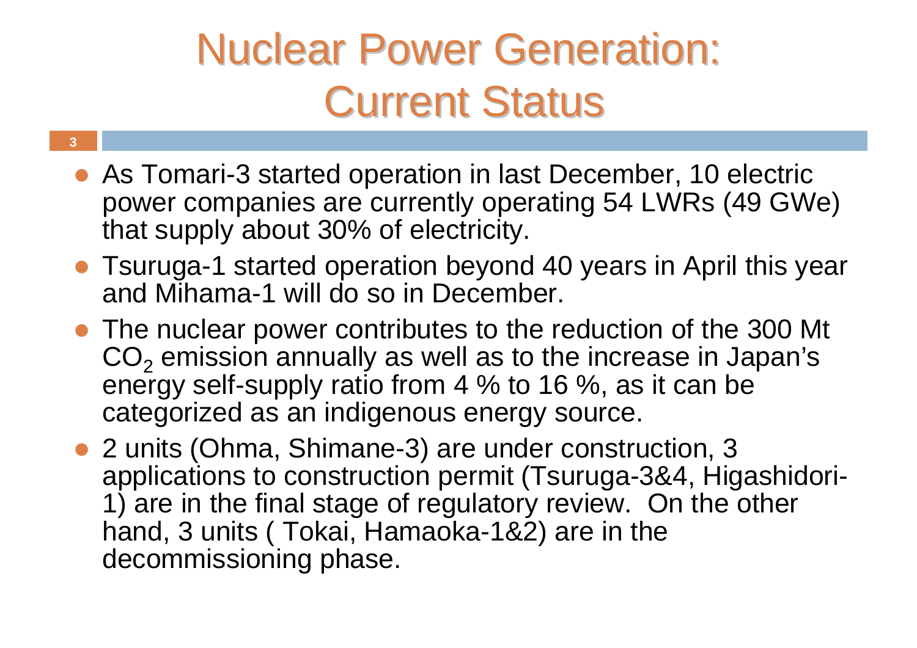# Nuclear Power Generation: Current Status

- As Tomari-3 started operation in last December, 10 electric power companies are currently operating 54 LWRs (49 GWe) that supply about 30% of electricity.
- Tsuruga-1 started operation beyond 40 years in April this year and Mihama-1 will do so in December.
- The nuclear power contributes to the reduction of the 300 Mt $CO_2$ emission annually as well as to the increase in Japan's energy self-supply ratio from 4 % to 16 %, as it can be categorized as an indigenous energy source.
- 2 units (Ohma, Shimane-3) are under construction, 3 applications to construction permit (Tsuruga-3&4, Higashidori-1) are in the final stage of regulatory review. On the other hand, 3 units ( Tokai, Hamaoka-1&2) are in the decommissioning phase.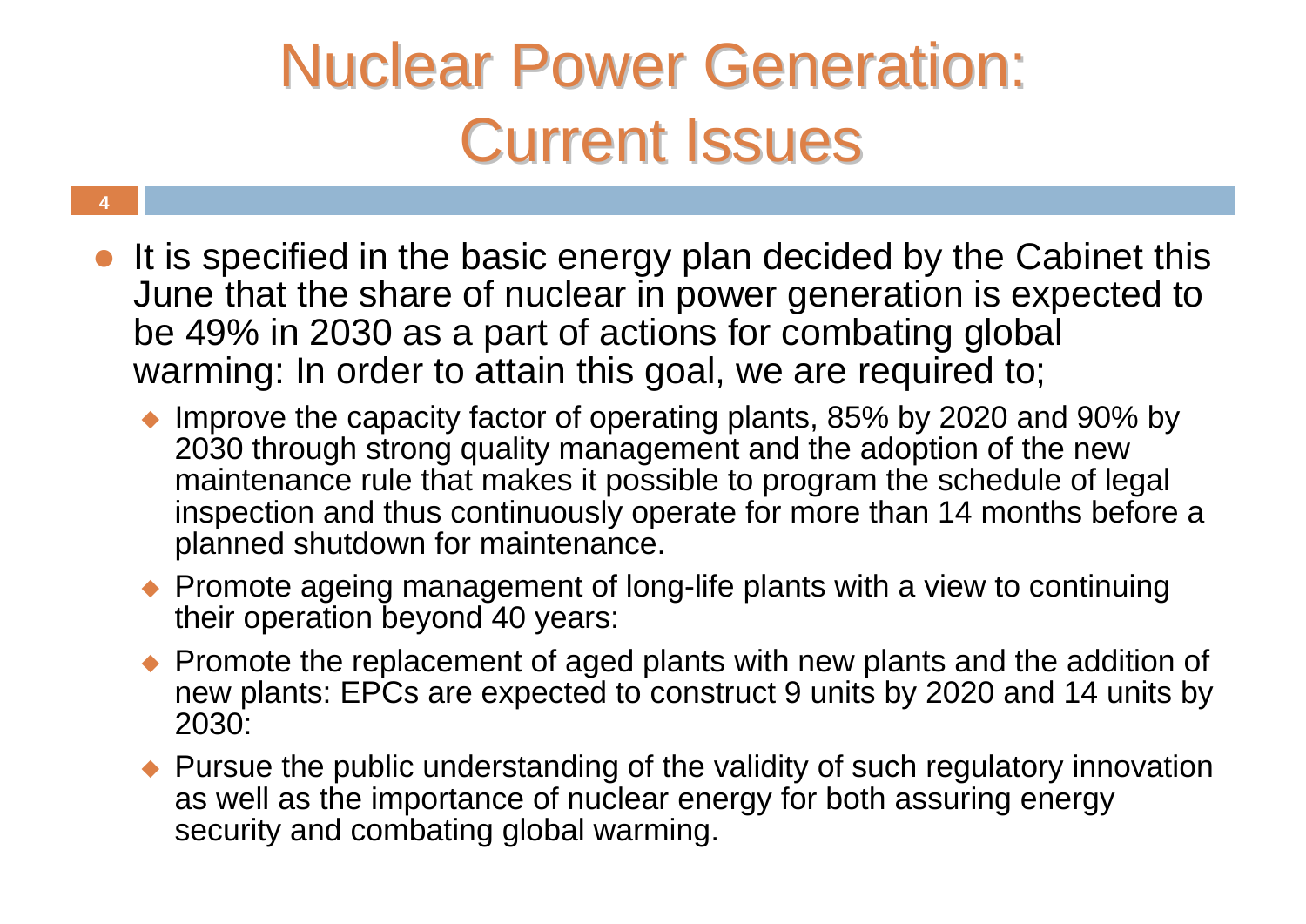# Nuclear Power Generation: Current Issues

- It is specified in the basic energy plan decided by the Cabinet this June that the share of nuclear in power generation is expected to be 49% in 2030 as a part of actions for combating global warming: In order to attain this goal, we are required to;
  - Improve the capacity factor of operating plants, 85% by 2020 and 90% by 2030 through strong quality management and the adoption of the new maintenance rule that makes it possible to program the schedule of legal inspection and thus continuously operate for more than 14 months before a planned shutdown for maintenance.
  - Promote ageing management of long-life plants with a view to continuing their operation beyond 40 years:
  - Promote the replacement of aged plants with new plants and the addition of new plants: EPCs are expected to construct 9 units by 2020 and 14 units by 2030:
  - Pursue the public understanding of the validity of such regulatory innovation as well as the importance of nuclear energy for both assuring energy security and combating global warming.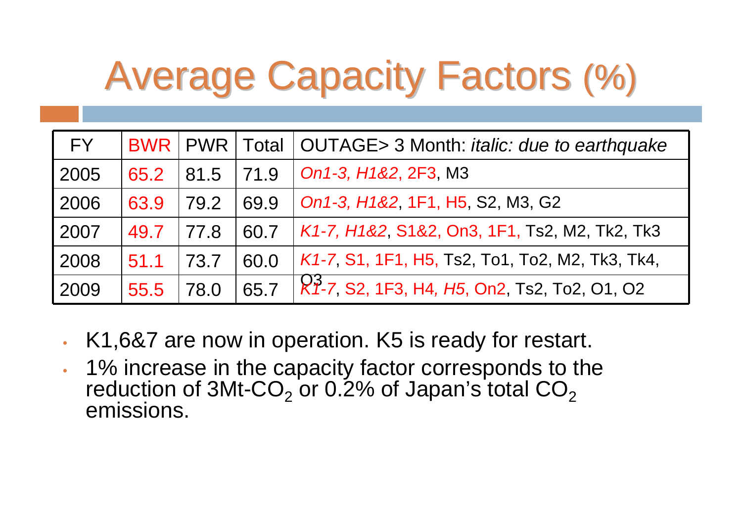# Average Capacity Factors (%)

| FY | BWR | PWR | Total | OUTAGE> 3 Month: *italic: due to earthquake* |
|---|---|---|---|---|
| 2005 | 65.2 | 81.5 | 71.9 | *On1-3, H1&2*, 2F3, M3 |
| 2006 | 63.9 | 79.2 | 69.9 | *On1-3, H1&2*, 1F1, H5, S2, M3, G2 |
| 2007 | 49.7 | 77.8 | 60.7 | *K1-7, H1&2*, S1&2, On3, 1F1, Ts2, M2, Tk2, Tk3 |
| 2008 | 51.1 | 73.7 | 60.0 | *K1-7*, S1, 1F1, H5, Ts2, To1, To2, M2, Tk3, Tk4, O3 |
| 2009 | 55.5 | 78.0 | 65.7 | *K1-7*, S2, 1F3, H4, *H5*, On2, Ts2, To2, O1, O2 |

- K1,6&7 are now in operation. K5 is ready for restart.
- 1% increase in the capacity factor corresponds to the reduction of 3Mt-$CO_2$ or 0.2% of Japan's total $CO_2$ emissions.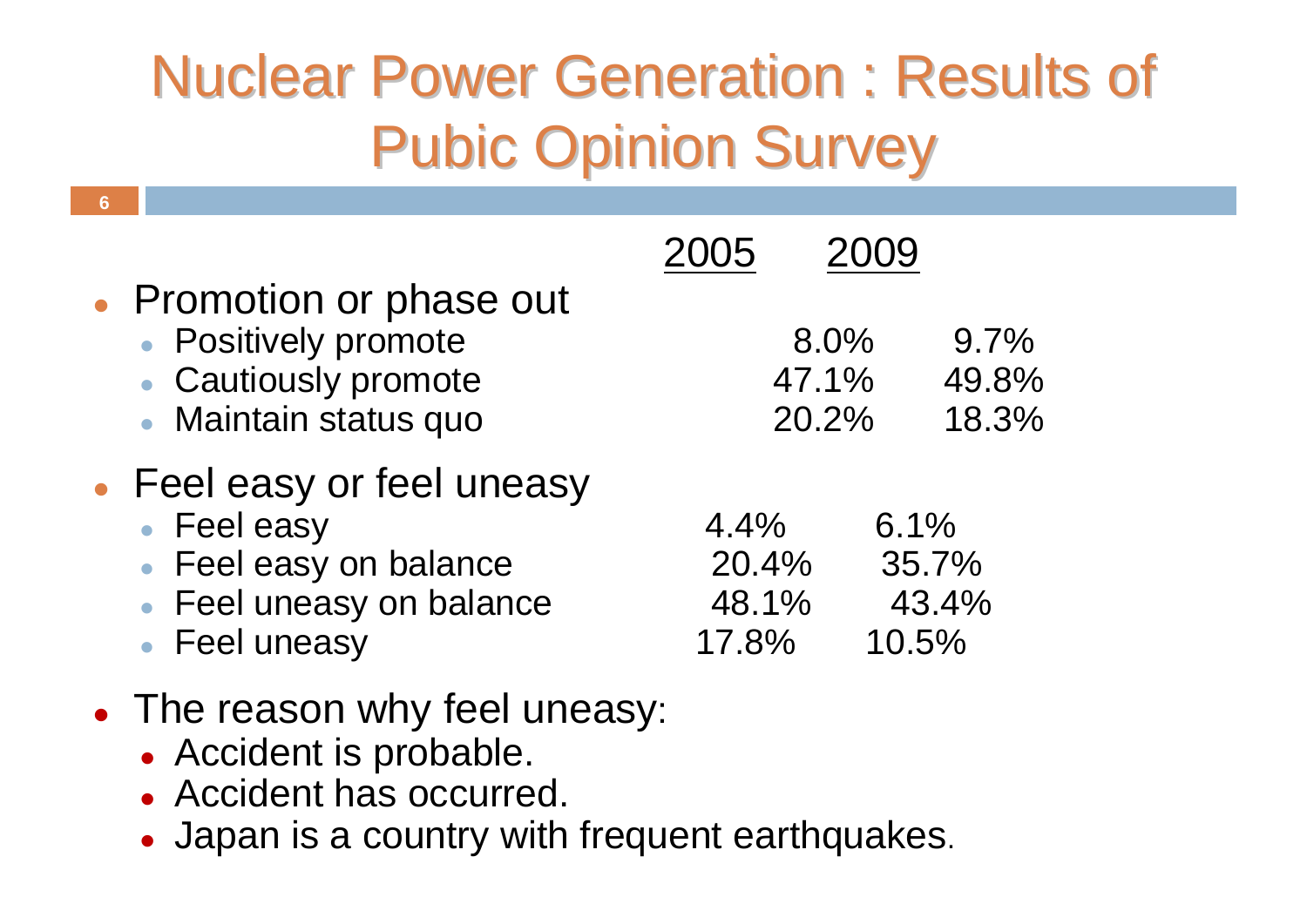# Nuclear Power Generation : Results of Pubic Opinion Survey

| | 2005 | 2009 |
|---|---|---|
| **Promotion or phase out** | | |
| Positively promote | 8.0% | 9.7% |
| Cautiously promote | 47.1% | 49.8% |
| Maintain status quo | 20.2% | 18.3% |
| **Feel easy or feel uneasy** | | |
| Feel easy | 4.4% | 6.1% |
| Feel easy on balance | 20.4% | 35.7% |
| Feel uneasy on balance | 48.1% | 43.4% |
| Feel uneasy | 17.8% | 10.5% |

- The reason why feel uneasy:
  - Accident is probable.
  - Accident has occurred.
  - Japan is a country with frequent earthquakes.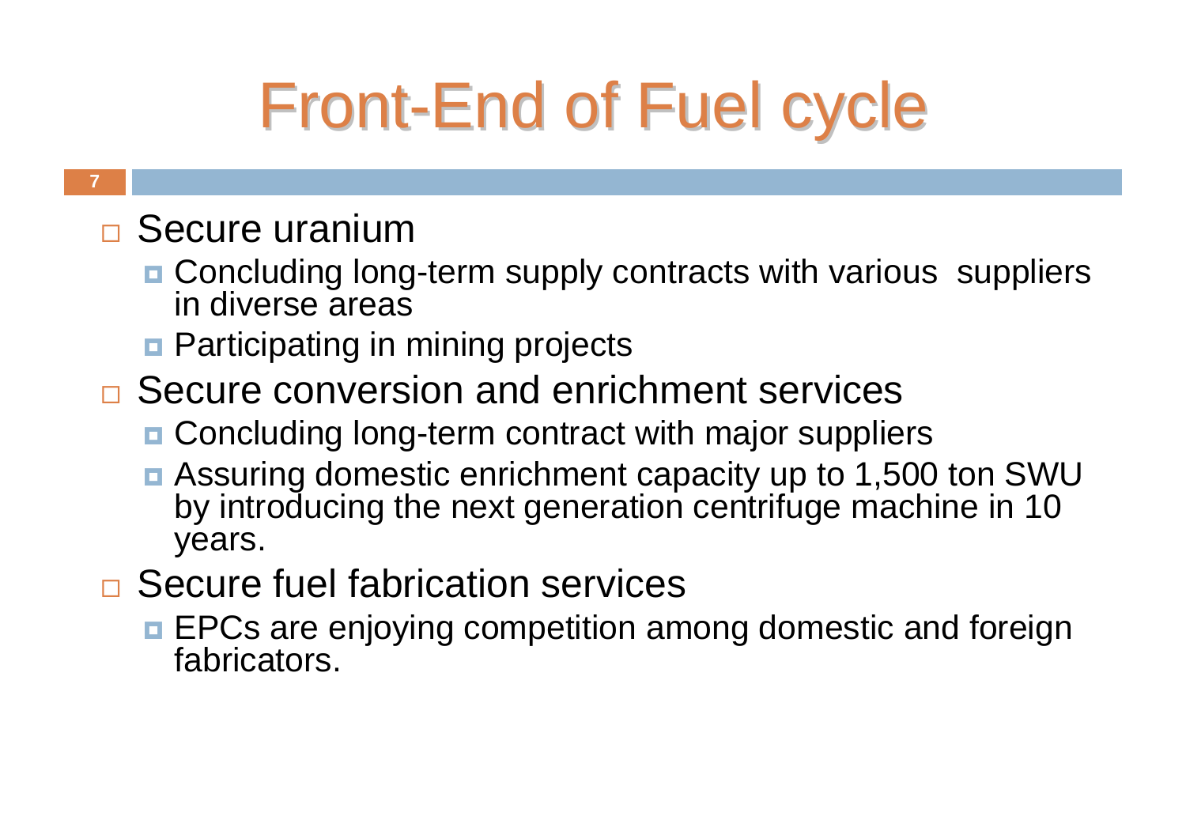# Front-End of Fuel cycle

- Secure uranium
  - Concluding long-term supply contracts with various suppliers in diverse areas
  - Participating in mining projects
- Secure conversion and enrichment services
  - Concluding long-term contract with major suppliers
  - Assuring domestic enrichment capacity up to 1,500 ton SWU by introducing the next generation centrifuge machine in 10 years.
- Secure fuel fabrication services
  - EPCs are enjoying competition among domestic and foreign fabricators.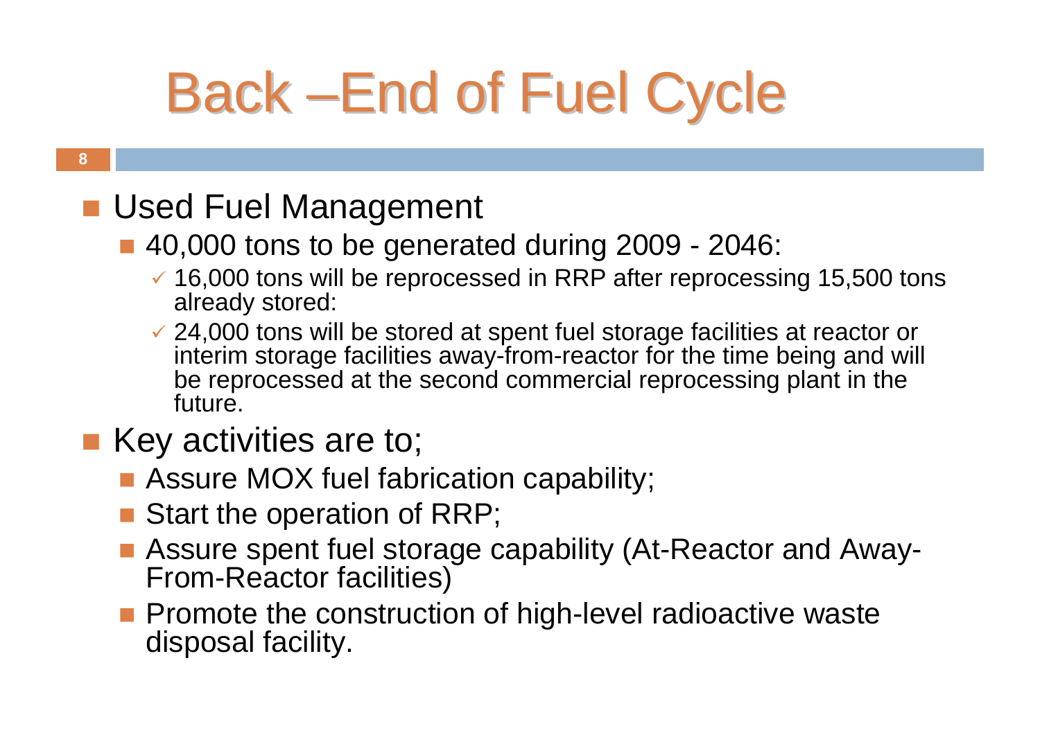# Back –End of Fuel Cycle

- Used Fuel Management
  - 40,000 tons to be generated during 2009 - 2046:
    - ✓ 16,000 tons will be reprocessed in RRP after reprocessing 15,500 tons already stored:
    - ✓ 24,000 tons will be stored at spent fuel storage facilities at reactor or interim storage facilities away-from-reactor for the time being and will be reprocessed at the second commercial reprocessing plant in the future.
- Key activities are to;
  - Assure MOX fuel fabrication capability;
  - Start the operation of RRP;
  - Assure spent fuel storage capability (At-Reactor and Away-From-Reactor facilities)
  - Promote the construction of high-level radioactive waste disposal facility.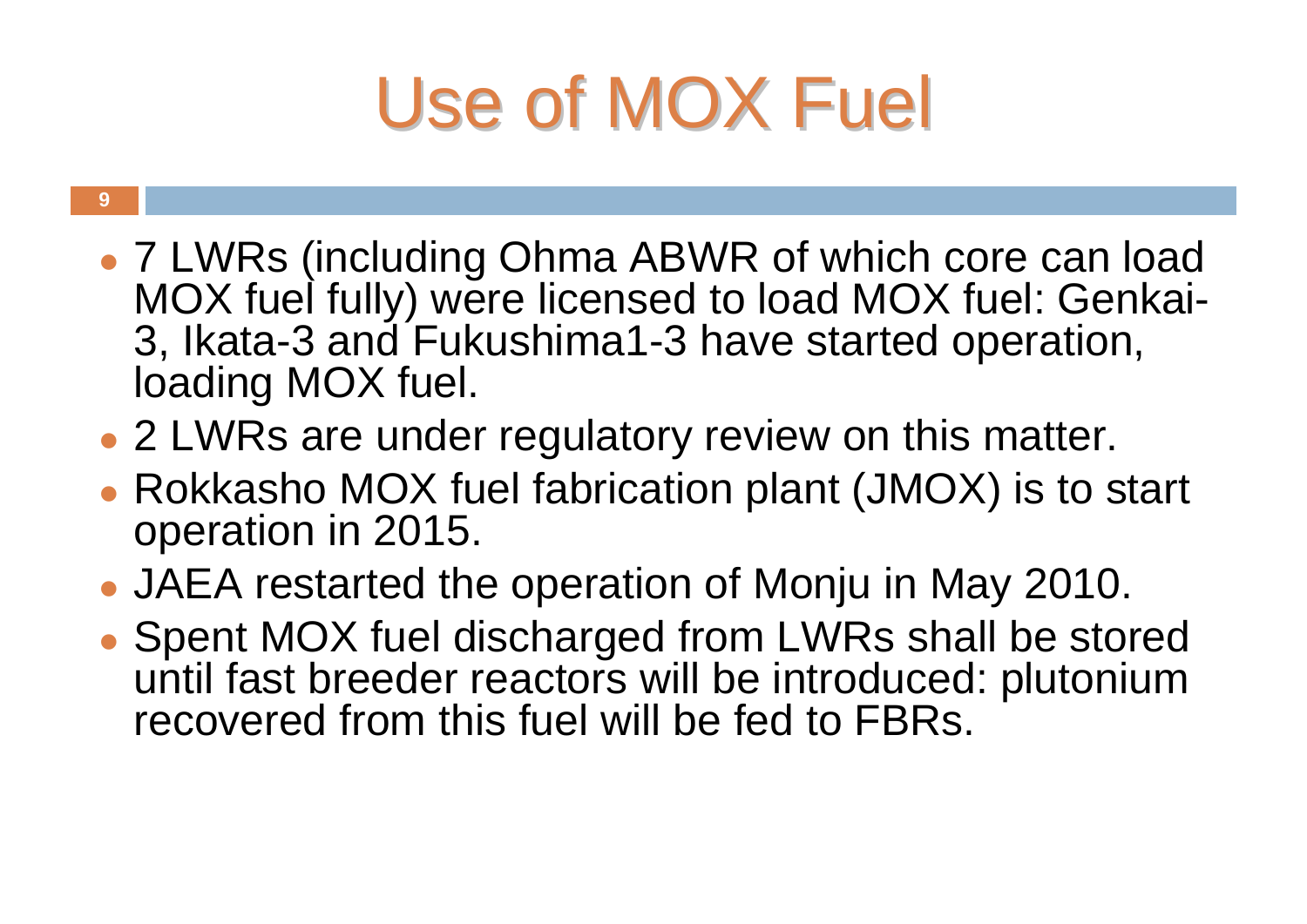# Use of MOX Fuel

- 7 LWRs (including Ohma ABWR of which core can load MOX fuel fully) were licensed to load MOX fuel: Genkai-3, Ikata-3 and Fukushima1-3 have started operation, loading MOX fuel.
- 2 LWRs are under regulatory review on this matter.
- Rokkasho MOX fuel fabrication plant (JMOX) is to start operation in 2015.
- JAEA restarted the operation of Monju in May 2010.
- Spent MOX fuel discharged from LWRs shall be stored until fast breeder reactors will be introduced: plutonium recovered from this fuel will be fed to FBRs.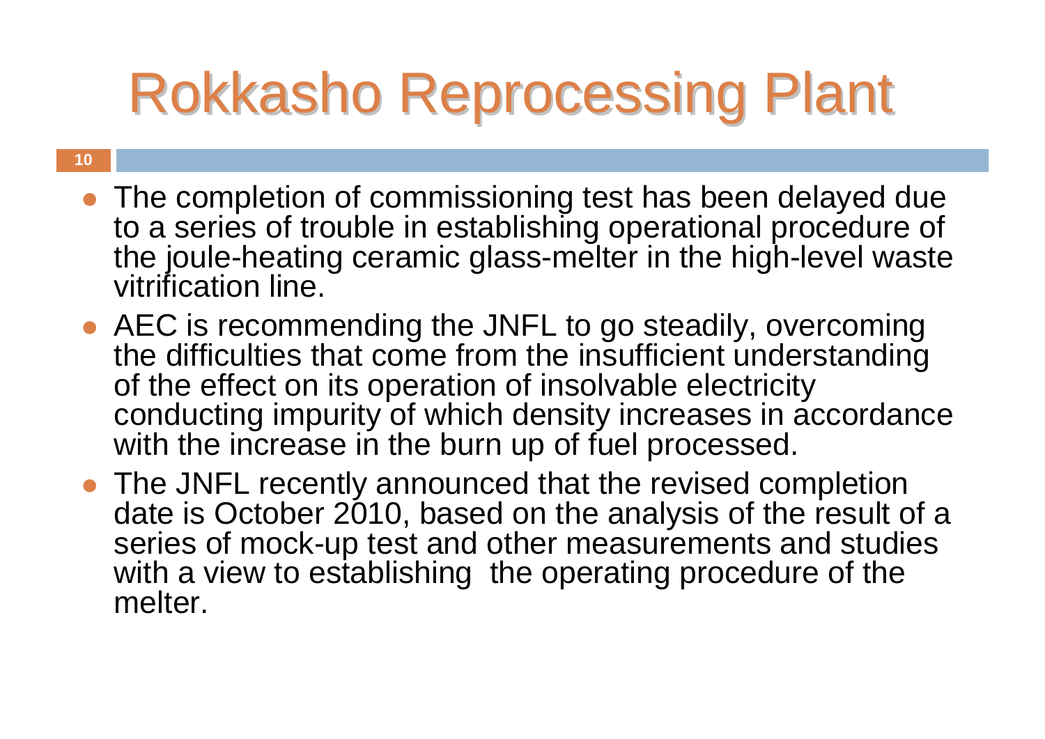# Rokkasho Reprocessing Plant

- The completion of commissioning test has been delayed due to a series of trouble in establishing operational procedure of the joule-heating ceramic glass-melter in the high-level waste vitrification line.
- AEC is recommending the JNFL to go steadily, overcoming the difficulties that come from the insufficient understanding of the effect on its operation of insolvable electricity conducting impurity of which density increases in accordance with the increase in the burn up of fuel processed.
- The JNFL recently announced that the revised completion date is October 2010, based on the analysis of the result of a series of mock-up test and other measurements and studies with a view to establishing the operating procedure of the melter.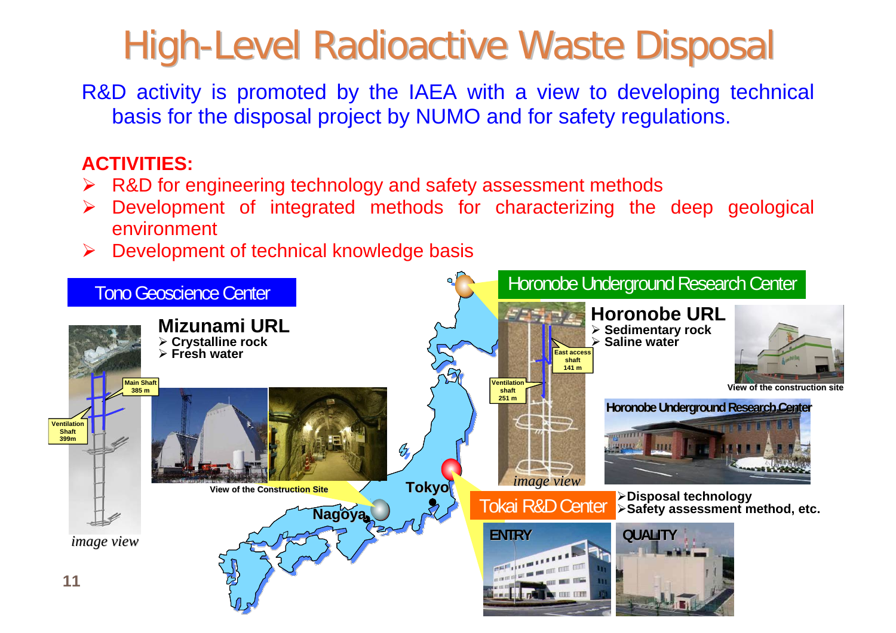# High-Level Radioactive Waste Disposal

R&D activity is promoted by the IAEA with a view to developing technical basis for the disposal project by NUMO and for safety regulations.

**ACTIVITIES:**

- R&D for engineering technology and safety assessment methods
- Development of integrated methods for characterizing the deep geological environment
- Development of technical knowledge basis

## Tono Geoscience Center

**Mizunami URL**

- Crystalline rock
- Fresh water

Main Shaft 385 m

Ventilation Shaft 399m

*image view*

View of the Construction Site

## Horonobe Underground Research Center

**Horonobe URL**

- Sedimentary rock
- Saline water

East access shaft 141 m

Ventilation shaft 251 m

*image view*

View of the construction site

Horonobe Underground Research Center

## Tokai R&D Center

- Disposal technology
- Safety assessment method, etc.

ENTRY

QUALITY

Tokyo

Nagoya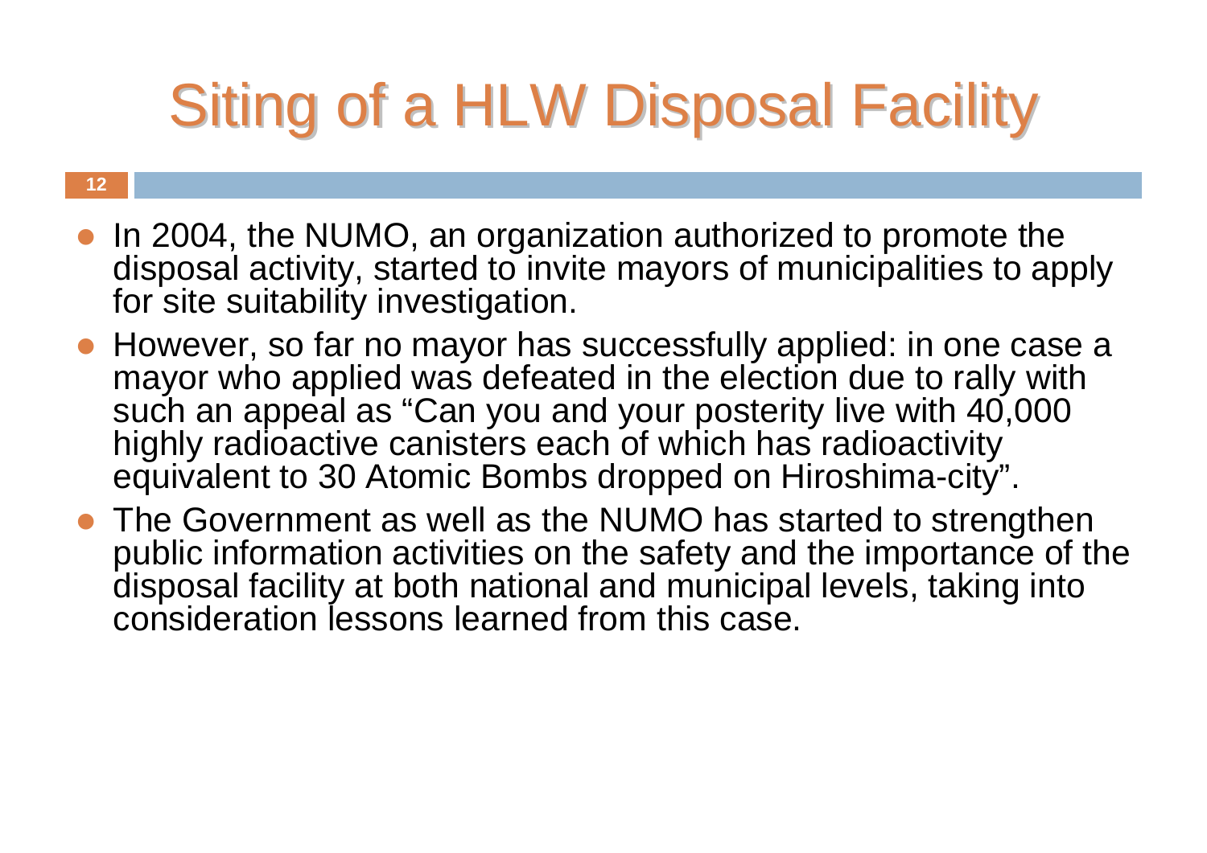# Siting of a HLW Disposal Facility

- In 2004, the NUMO, an organization authorized to promote the disposal activity, started to invite mayors of municipalities to apply for site suitability investigation.
- However, so far no mayor has successfully applied: in one case a mayor who applied was defeated in the election due to rally with such an appeal as "Can you and your posterity live with 40,000 highly radioactive canisters each of which has radioactivity equivalent to 30 Atomic Bombs dropped on Hiroshima-city".
- The Government as well as the NUMO has started to strengthen public information activities on the safety and the importance of the disposal facility at both national and municipal levels, taking into consideration lessons learned from this case.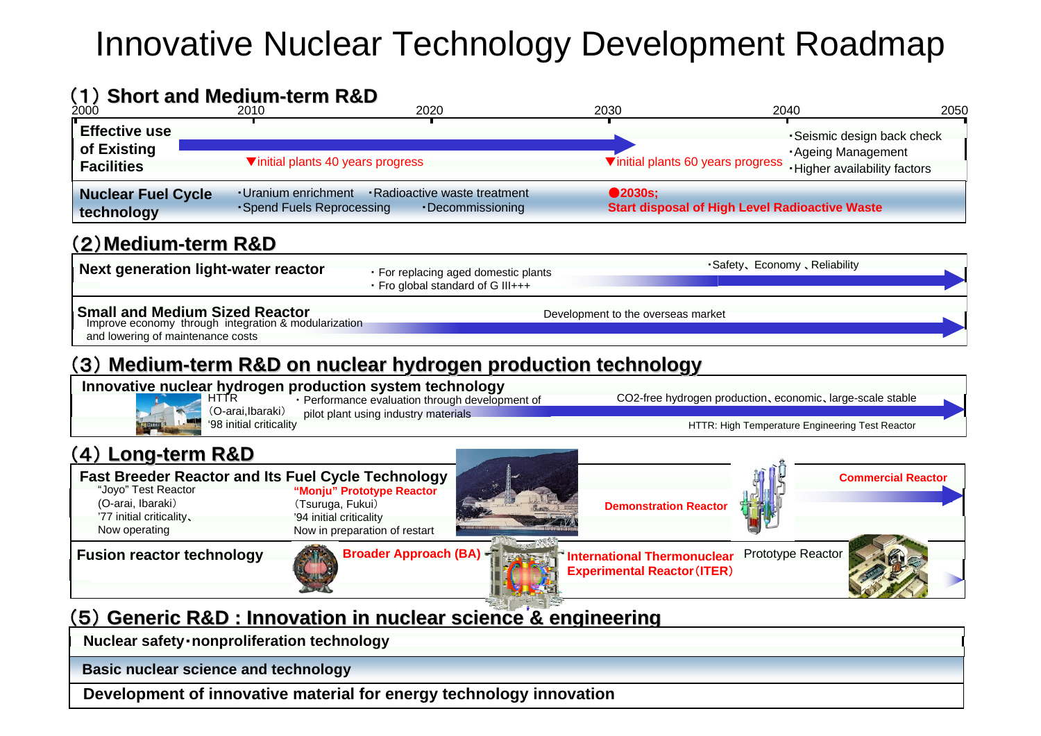# Innovative Nuclear Technology Development Roadmap

## (1) Short and Medium-term R&D

2000 | 2010 | 2020 | 2030 | 2040 | 2050

**Effective use of Existing Facilities**

- ▼initial plants 40 years progress
- ▼initial plants 60 years progress
- ･Seismic design back check
- ･Ageing Management
- ･Higher availability factors

**Nuclear Fuel Cycle technology**

- ･Uranium enrichment
- ･Radioactive waste treatment
- ･Spend Fuels Reprocessing
- ･Decommissioning

●2030s; Start disposal of High Level Radioactive Waste

## (2) Medium-term R&D

**Next generation light-water reactor**

- ・For replacing aged domestic plants
- ・Fro global standard of G III+++

･Safety、Economy 、Reliability

**Small and Medium Sized Reactor**

Improve economy through integration & modularization and lowering of maintenance costs

Development to the overseas market

## (3) Medium-term R&D on nuclear hydrogen production technology

**Innovative nuclear hydrogen production system technology**

HTTR (O-arai,Ibaraki) '98 initial criticality

・Performance evaluation through development of pilot plant using industry materials

CO2-free hydrogen production、economic、large-scale stable

HTTR: High Temperature Engineering Test Reactor

## (4) Long-term R&D

**Fast Breeder Reactor and Its Fuel Cycle Technology**

"Joyo" Test Reactor (O-arai, Ibaraki) '77 initial criticality、Now operating

"Monju" Prototype Reactor (Tsuruga, Fukui) '94 initial criticality Now in preparation of restart

Demonstration Reactor

Commercial Reactor

**Fusion reactor technology**

Broader Approach (BA)

International Thermonuclear Experimental Reactor (ITER)

Prototype Reactor

## (5) Generic R&D : Innovation in nuclear science & engineering

**Nuclear safety･nonproliferation technology**

**Basic nuclear science and technology**

**Development of innovative material for energy technology innovation**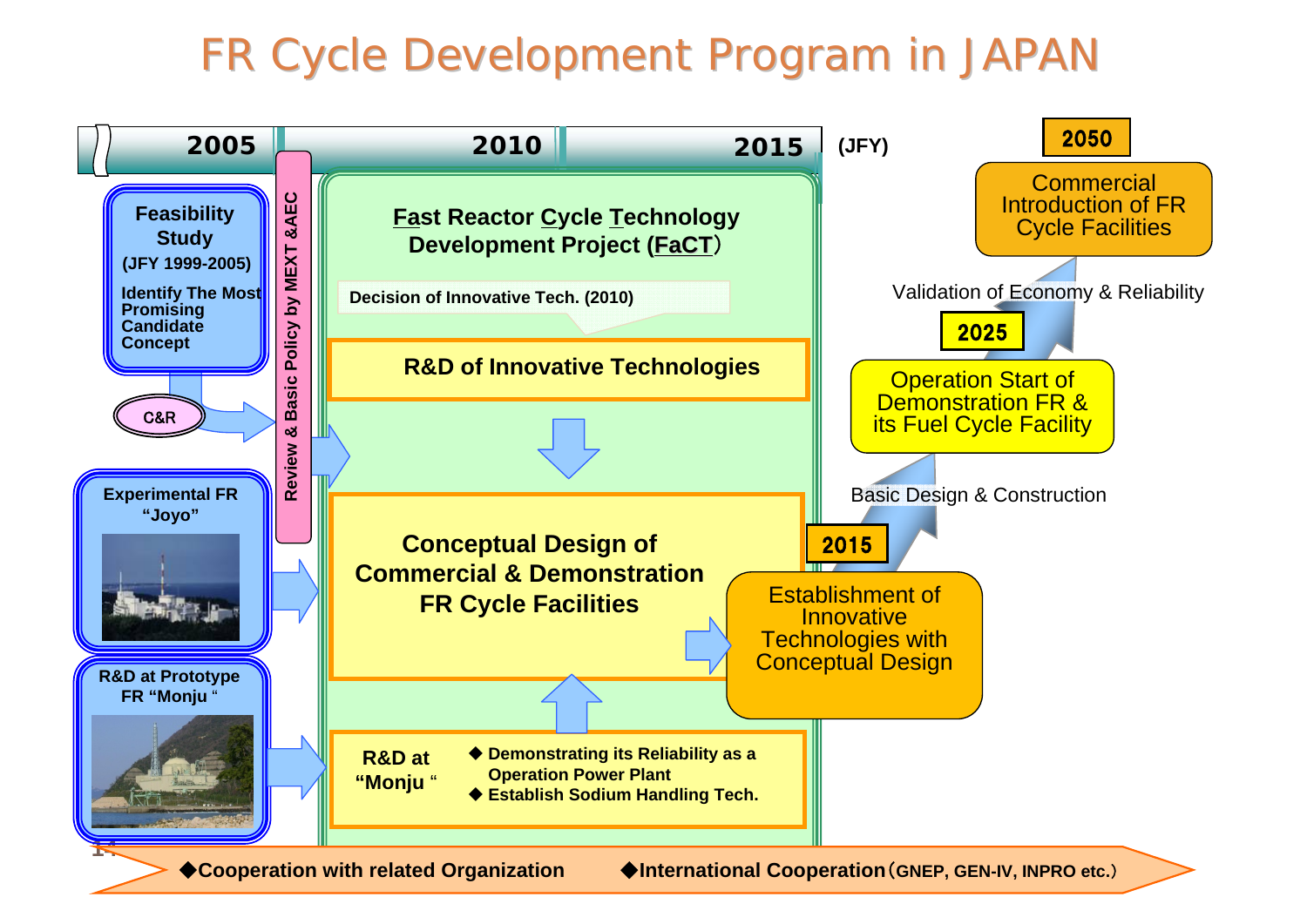# FR Cycle Development Program in JAPAN

2005 | 2010 | 2015 (JFY)

**Feasibility Study**
**(JFY 1999-2005)**
**Identify The Most Promising Candidate Concept**

C&R

**Review & Basic Policy by MEXT &AEC**

**Experimental FR "Joyo"**

**R&D at Prototype FR "Monju"**

**Fast Reactor Cycle Technology Development Project (FaCT)**

**Decision of Innovative Tech. (2010)**

**R&D of Innovative Technologies**

**Conceptual Design of Commercial & Demonstration FR Cycle Facilities**

**R&D at "Monju"**
- **Demonstrating its Reliability as a Operation Power Plant**
- **Establish Sodium Handling Tech.**

**2015**
Establishment of Innovative Technologies with Conceptual Design

Basic Design & Construction

**2025**
Operation Start of Demonstration FR & its Fuel Cycle Facility

Validation of Economy & Reliability

**2050**
Commercial Introduction of FR Cycle Facilities

◆**Cooperation with related Organization** ◆**International Cooperation**（**GNEP, GEN-IV, INPRO etc.**）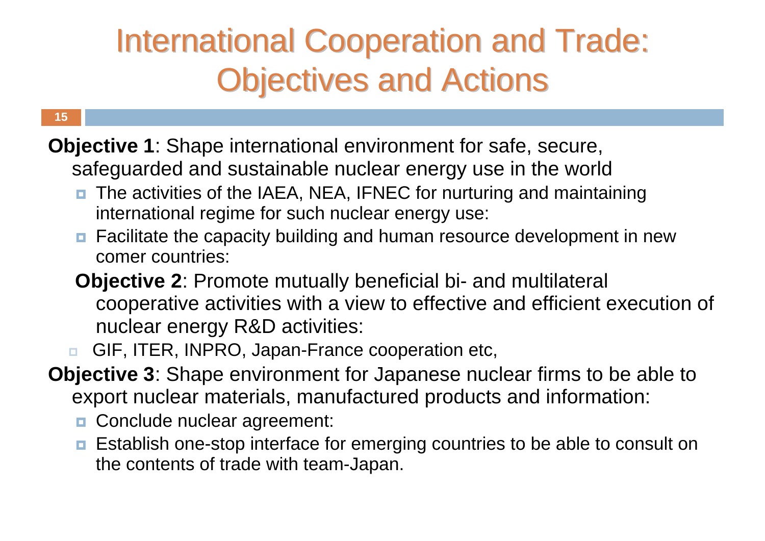# International Cooperation and Trade: Objectives and Actions

**Objective 1**: Shape international environment for safe, secure, safeguarded and sustainable nuclear energy use in the world

- The activities of the IAEA, NEA, IFNEC for nurturing and maintaining international regime for such nuclear energy use:
- Facilitate the capacity building and human resource development in new comer countries:

**Objective 2**: Promote mutually beneficial bi- and multilateral cooperative activities with a view to effective and efficient execution of nuclear energy R&D activities:

- GIF, ITER, INPRO, Japan-France cooperation etc,

**Objective 3**: Shape environment for Japanese nuclear firms to be able to export nuclear materials, manufactured products and information:

- Conclude nuclear agreement:
- Establish one-stop interface for emerging countries to be able to consult on the contents of trade with team-Japan.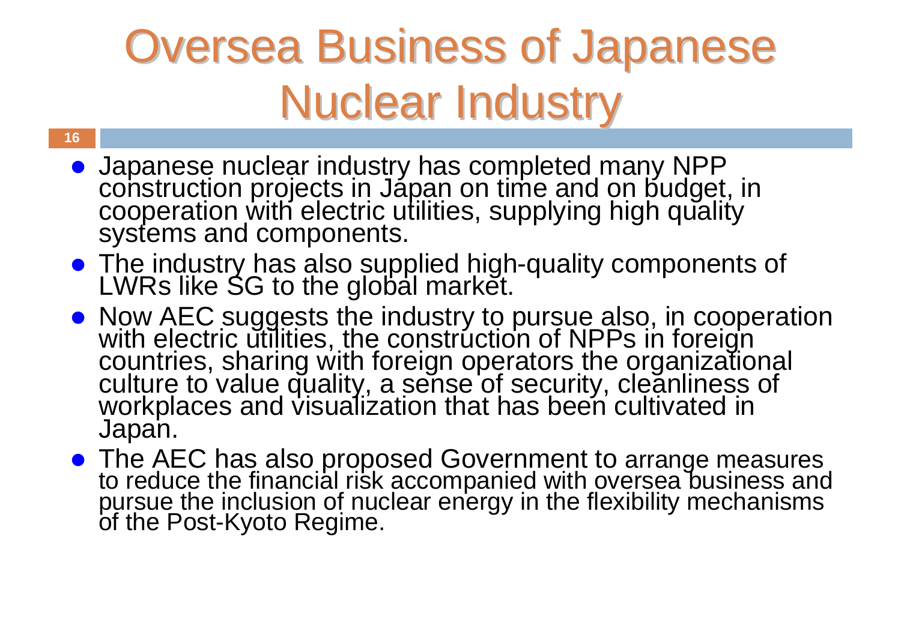# Oversea Business of Japanese Nuclear Industry

- Japanese nuclear industry has completed many NPP construction projects in Japan on time and on budget, in cooperation with electric utilities, supplying high quality systems and components.
- The industry has also supplied high-quality components of LWRs like SG to the global market.
- Now AEC suggests the industry to pursue also, in cooperation with electric utilities, the construction of NPPs in foreign countries, sharing with foreign operators the organizational culture to value quality, a sense of security, cleanliness of workplaces and visualization that has been cultivated in Japan.
- The AEC has also proposed Government to arrange measures to reduce the financial risk accompanied with oversea business and pursue the inclusion of nuclear energy in the flexibility mechanisms of the Post-Kyoto Regime.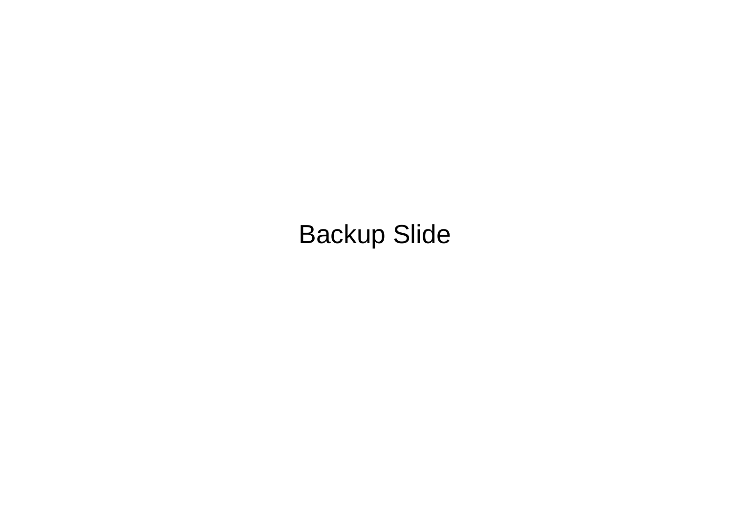Backup Slide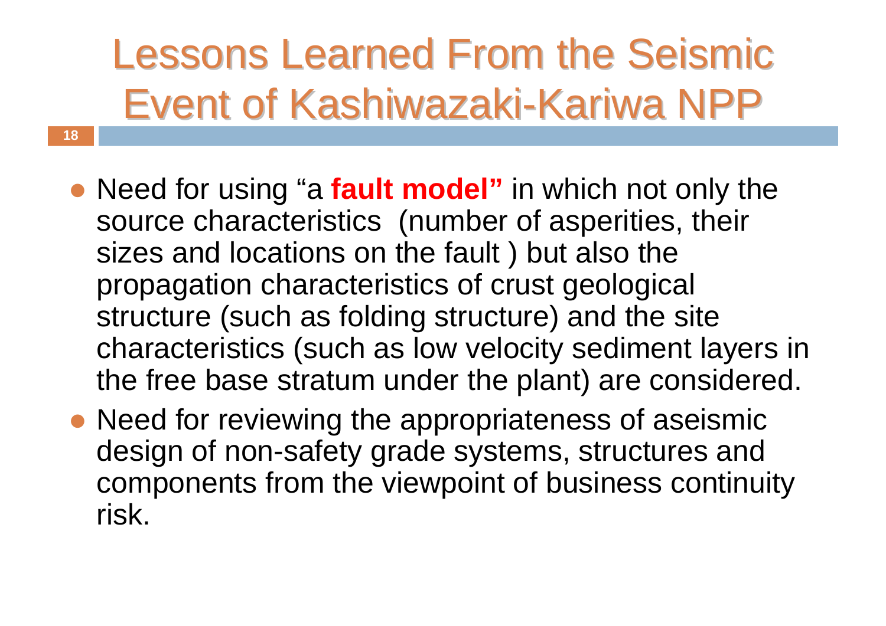# Lessons Learned From the Seismic Event of Kashiwazaki-Kariwa NPP

- Need for using "a **fault model"** in which not only the source characteristics (number of asperities, their sizes and locations on the fault ) but also the propagation characteristics of crust geological structure (such as folding structure) and the site characteristics (such as low velocity sediment layers in the free base stratum under the plant) are considered.
- Need for reviewing the appropriateness of aseismic design of non-safety grade systems, structures and components from the viewpoint of business continuity risk.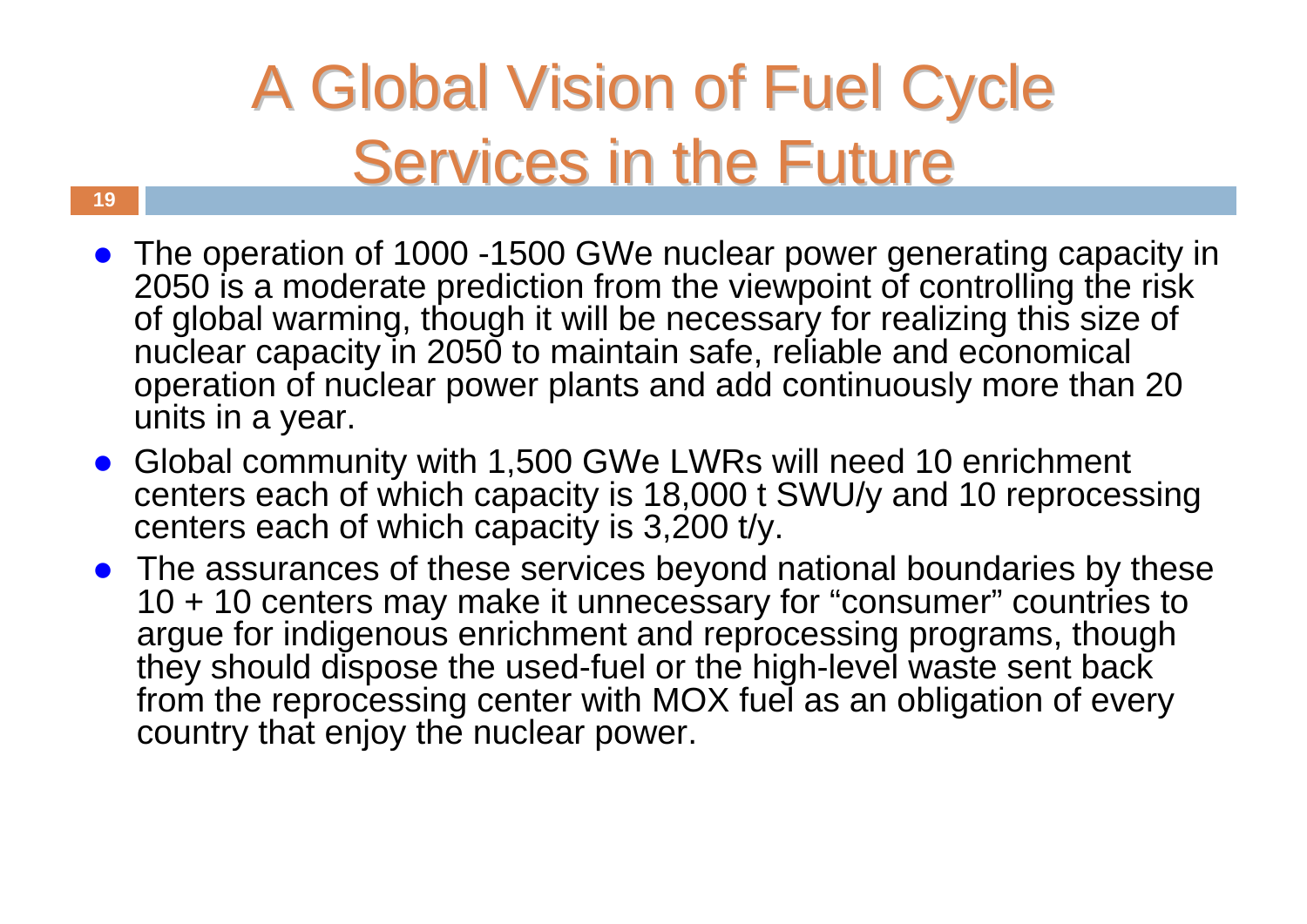# A Global Vision of Fuel Cycle Services in the Future

- The operation of 1000 -1500 GWe nuclear power generating capacity in 2050 is a moderate prediction from the viewpoint of controlling the risk of global warming, though it will be necessary for realizing this size of nuclear capacity in 2050 to maintain safe, reliable and economical operation of nuclear power plants and add continuously more than 20 units in a year.
- Global community with 1,500 GWe LWRs will need 10 enrichment centers each of which capacity is 18,000 t SWU/y and 10 reprocessing centers each of which capacity is 3,200 t/y.
- The assurances of these services beyond national boundaries by these 10 + 10 centers may make it unnecessary for “consumer” countries to argue for indigenous enrichment and reprocessing programs, though they should dispose the used-fuel or the high-level waste sent back from the reprocessing center with MOX fuel as an obligation of every country that enjoy the nuclear power.